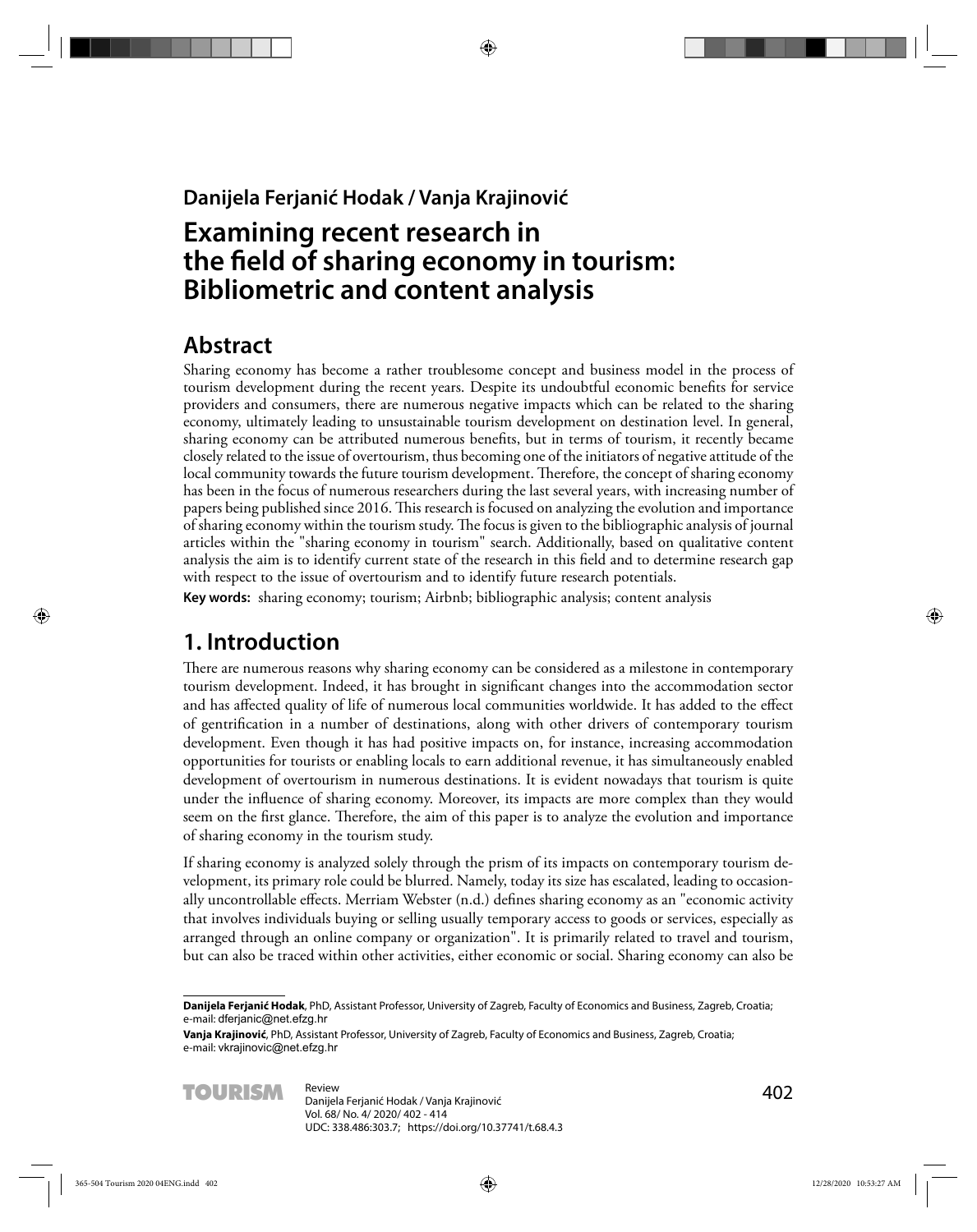**Danijela Ferjanić Hodak / Vanja Krajinović**

# Examining recent research in the field of sharing economy in tourism: Bibliometric and content analysis

## Abstract

Sharing economy has become a rather troublesome concept and business model in the process of tourism development during the recent years. Despite its undoubtful economic benefits for service providers and consumers, there are numerous negative impacts which can be related to the sharing economy, ultimately leading to unsustainable tourism development on destination level. In general, sharing economy can be attributed numerous benefits, but in terms of tourism, it recently became closely related to the issue of overtourism, thus becoming one of the initiators of negative attitude of the local community towards the future tourism development. Therefore, the concept of sharing economy has been in the focus of numerous researchers during the last several years, with increasing number of papers being published since 2016. This research is focused on analyzing the evolution and importance of sharing economy within the tourism study. The focus is given to the bibliographic analysis of journal articles within the "sharing economy in tourism" search. Additionally, based on qualitative content analysis the aim is to identify current state of the research in this field and to determine research gap with respect to the issue of overtourism and to identify future research potentials.

**Key words:** sharing economy; tourism; Airbnb; bibliographic analysis; content analysis

## 1. Introduction

There are numerous reasons why sharing economy can be considered as a milestone in contemporary tourism development. Indeed, it has brought in significant changes into the accommodation sector and has affected quality of life of numerous local communities worldwide. It has added to the effect of gentrification in a number of destinations, along with other drivers of contemporary tourism development. Even though it has had positive impacts on, for instance, increasing accommodation opportunities for tourists or enabling locals to earn additional revenue, it has simultaneously enabled development of overtourism in numerous destinations. It is evident nowadays that tourism is quite under the influence of sharing economy. Moreover, its impacts are more complex than they would seem on the first glance. Therefore, the aim of this paper is to analyze the evolution and importance of sharing economy in the tourism study.

If sharing economy is analyzed solely through the prism of its impacts on contemporary tourism development, its primary role could be blurred. Namely, today its size has escalated, leading to occasionally uncontrollable effects. Merriam Webster (n.d.) defines sharing economy as an "economic activity that involves individuals buying or selling usually temporary access to goods or services, especially as arranged through an online company or organization". It is primarily related to travel and tourism, but can also be traced within other activities, either economic or social. Sharing economy can also be

---

**Danijela Ferjanić Hodak**, PhD, Assistant Professor, University of Zagreb, Faculty of Economics and Business, Zagreb, Croatia; e-mail: dferjanic@net.efzg.hr

**Vanja Krajinović**, PhD, Assistant Professor, University of Zagreb, Faculty of Economics and Business, Zagreb, Croatia; e-mail: vkrajinovic@net.efzg.hr

Review
UDC: 338.486:303.7; https://doi.org/10.37741/t.68.4.3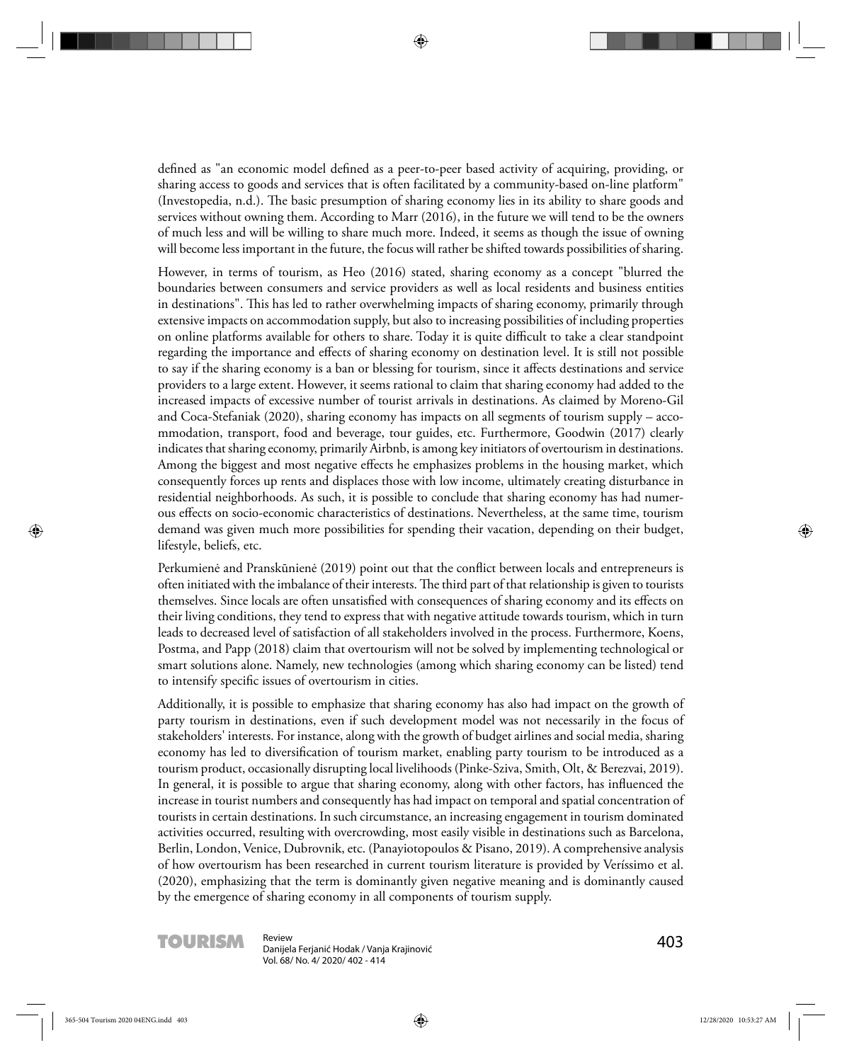defined as "an economic model defined as a peer-to-peer based activity of acquiring, providing, or sharing access to goods and services that is often facilitated by a community-based on-line platform" (Investopedia, n.d.). The basic presumption of sharing economy lies in its ability to share goods and services without owning them. According to Marr (2016), in the future we will tend to be the owners of much less and will be willing to share much more. Indeed, it seems as though the issue of owning will become less important in the future, the focus will rather be shifted towards possibilities of sharing.

However, in terms of tourism, as Heo (2016) stated, sharing economy as a concept "blurred the boundaries between consumers and service providers as well as local residents and business entities in destinations". This has led to rather overwhelming impacts of sharing economy, primarily through extensive impacts on accommodation supply, but also to increasing possibilities of including properties on online platforms available for others to share. Today it is quite difficult to take a clear standpoint regarding the importance and effects of sharing economy on destination level. It is still not possible to say if the sharing economy is a ban or blessing for tourism, since it affects destinations and service providers to a large extent. However, it seems rational to claim that sharing economy had added to the increased impacts of excessive number of tourist arrivals in destinations. As claimed by Moreno-Gil and Coca-Stefaniak (2020), sharing economy has impacts on all segments of tourism supply – accommodation, transport, food and beverage, tour guides, etc. Furthermore, Goodwin (2017) clearly indicates that sharing economy, primarily Airbnb, is among key initiators of overtourism in destinations. Among the biggest and most negative effects he emphasizes problems in the housing market, which consequently forces up rents and displaces those with low income, ultimately creating disturbance in residential neighborhoods. As such, it is possible to conclude that sharing economy has had numerous effects on socio-economic characteristics of destinations. Nevertheless, at the same time, tourism demand was given much more possibilities for spending their vacation, depending on their budget, lifestyle, beliefs, etc.

Perkumienė and Pranskūnienė (2019) point out that the conflict between locals and entrepreneurs is often initiated with the imbalance of their interests. The third part of that relationship is given to tourists themselves. Since locals are often unsatisfied with consequences of sharing economy and its effects on their living conditions, they tend to express that with negative attitude towards tourism, which in turn leads to decreased level of satisfaction of all stakeholders involved in the process. Furthermore, Koens, Postma, and Papp (2018) claim that overtourism will not be solved by implementing technological or smart solutions alone. Namely, new technologies (among which sharing economy can be listed) tend to intensify specific issues of overtourism in cities.

Additionally, it is possible to emphasize that sharing economy has also had impact on the growth of party tourism in destinations, even if such development model was not necessarily in the focus of stakeholders' interests. For instance, along with the growth of budget airlines and social media, sharing economy has led to diversification of tourism market, enabling party tourism to be introduced as a tourism product, occasionally disrupting local livelihoods (Pinke-Sziva, Smith, Olt, & Berezvai, 2019). In general, it is possible to argue that sharing economy, along with other factors, has influenced the increase in tourist numbers and consequently has had impact on temporal and spatial concentration of tourists in certain destinations. In such circumstance, an increasing engagement in tourism dominated activities occurred, resulting with overcrowding, most easily visible in destinations such as Barcelona, Berlin, London, Venice, Dubrovnik, etc. (Panayiotopoulos & Pisano, 2019). A comprehensive analysis of how overtourism has been researched in current tourism literature is provided by Veríssimo et al. (2020), emphasizing that the term is dominantly given negative meaning and is dominantly caused by the emergence of sharing economy in all components of tourism supply.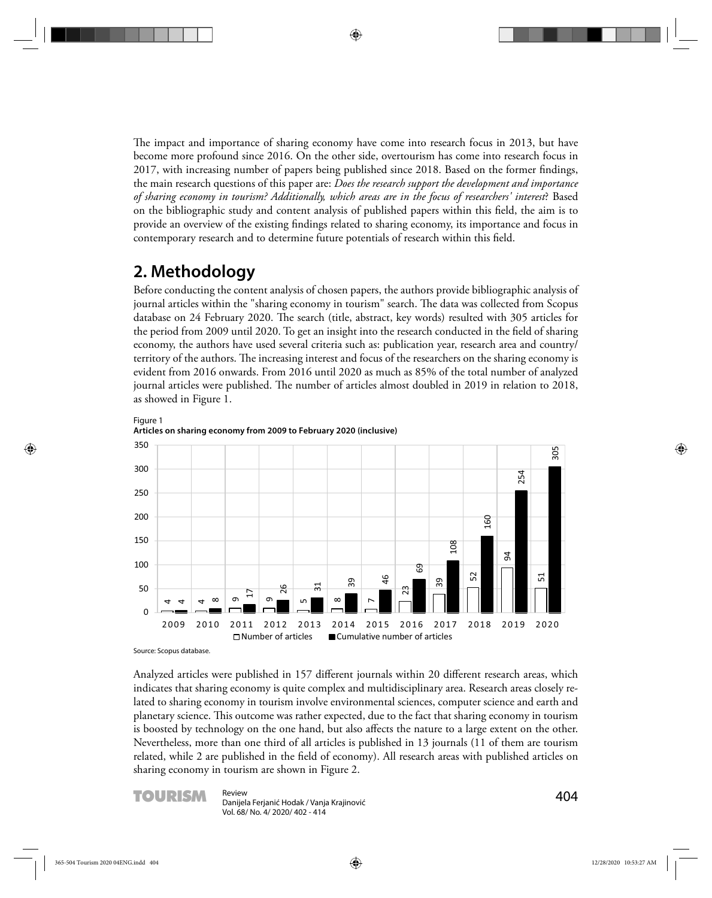The impact and importance of sharing economy have come into research focus in 2013, but have become more profound since 2016. On the other side, overtourism has come into research focus in 2017, with increasing number of papers being published since 2018. Based on the former findings, the main research questions of this paper are: *Does the research support the development and importance of sharing economy in tourism? Additionally, which areas are in the focus of researchers' interest*? Based on the bibliographic study and content analysis of published papers within this field, the aim is to provide an overview of the existing findings related to sharing economy, its importance and focus in contemporary research and to determine future potentials of research within this field.

## 2. Methodology

Before conducting the content analysis of chosen papers, the authors provide bibliographic analysis of journal articles within the "sharing economy in tourism" search. The data was collected from Scopus database on 24 February 2020. The search (title, abstract, key words) resulted with 305 articles for the period from 2009 until 2020. To get an insight into the research conducted in the field of sharing economy, the authors have used several criteria such as: publication year, research area and country/territory of the authors. The increasing interest and focus of the researchers on the sharing economy is evident from 2016 onwards. From 2016 until 2020 as much as 85% of the total number of analyzed journal articles were published. The number of articles almost doubled in 2019 in relation to 2018, as showed in Figure 1.

Figure 1
**Articles on sharing economy from 2009 to February 2020 (inclusive)**

| Year | Number of articles | Cumulative number of articles |
|---|---|---|
| 2009 | 4 | 4 |
| 2010 | 4 | 8 |
| 2011 | 9 | 17 |
| 2012 | 9 | 26 |
| 2013 | 5 | 31 |
| 2014 | 8 | 39 |
| 2015 | 7 | 46 |
| 2016 | 23 | 69 |
| 2017 | 39 | 108 |
| 2018 | 52 | 160 |
| 2019 | 94 | 254 |
| 2020 | 51 | 305 |

Source: Scopus database.

Analyzed articles were published in 157 different journals within 20 different research areas, which indicates that sharing economy is quite complex and multidisciplinary area. Research areas closely related to sharing economy in tourism involve environmental sciences, computer science and earth and planetary science. This outcome was rather expected, due to the fact that sharing economy in tourism is boosted by technology on the one hand, but also affects the nature to a large extent on the other. Nevertheless, more than one third of all articles is published in 13 journals (11 of them are tourism related, while 2 are published in the field of economy). All research areas with published articles on sharing economy in tourism are shown in Figure 2.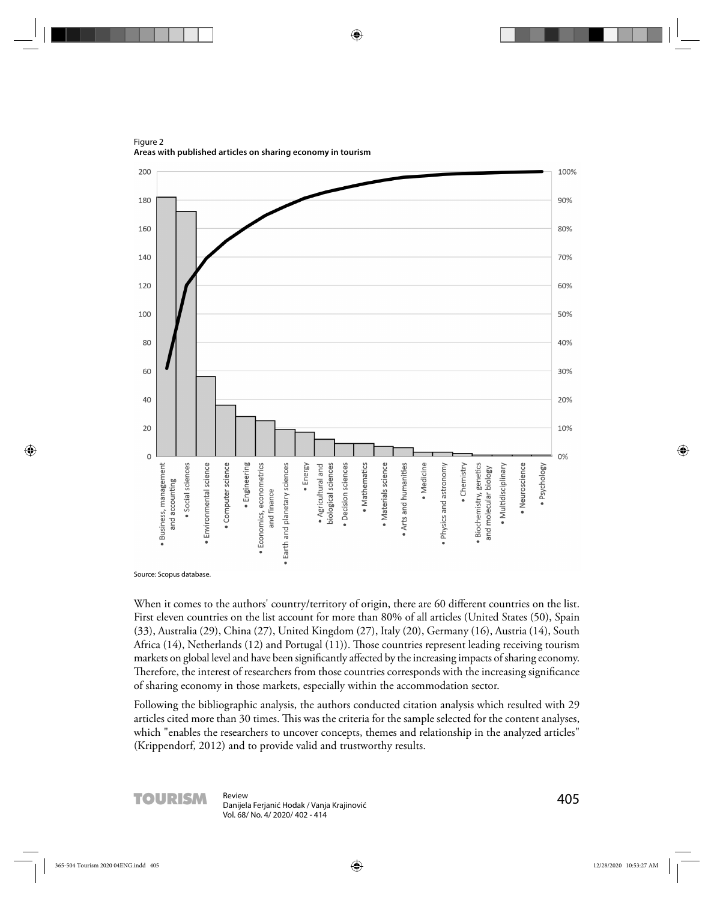Figure 2
**Areas with published articles on sharing economy in tourism**

Source: Scopus database.

When it comes to the authors' country/territory of origin, there are 60 different countries on the list. First eleven countries on the list account for more than 80% of all articles (United States (50), Spain (33), Australia (29), China (27), United Kingdom (27), Italy (20), Germany (16), Austria (14), South Africa (14), Netherlands (12) and Portugal (11)). Those countries represent leading receiving tourism markets on global level and have been significantly affected by the increasing impacts of sharing economy. Therefore, the interest of researchers from those countries corresponds with the increasing significance of sharing economy in those markets, especially within the accommodation sector.

Following the bibliographic analysis, the authors conducted citation analysis which resulted with 29 articles cited more than 30 times. This was the criteria for the sample selected for the content analyses, which "enables the researchers to uncover concepts, themes and relationship in the analyzed articles" (Krippendorf, 2012) and to provide valid and trustworthy results.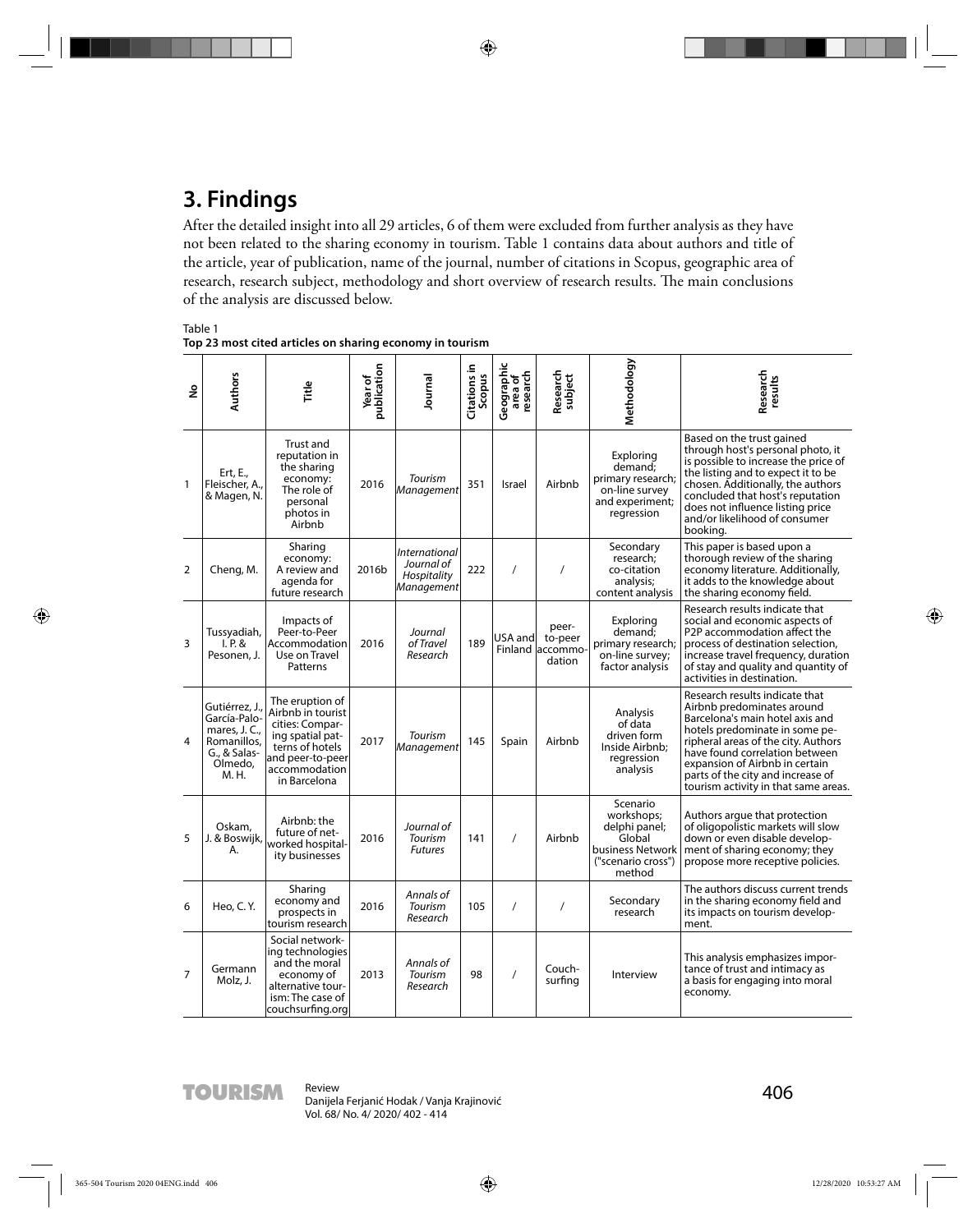# 3. Findings

After the detailed insight into all 29 articles, 6 of them were excluded from further analysis as they have not been related to the sharing economy in tourism. Table 1 contains data about authors and title of the article, year of publication, name of the journal, number of citations in Scopus, geographic area of research, research subject, methodology and short overview of research results. The main conclusions of the analysis are discussed below.

Table 1
**Top 23 most cited articles on sharing economy in tourism**

| No | Authors | Title | Year of publication | Journal | Citations in Scopus | Geographic area of research | Research subject | Methodology | Research results |
|---|---|---|---|---|---|---|---|---|---|
| 1 | Ert, E., Fleischer, A., & Magen, N. | Trust and reputation in the sharing economy: The role of personal photos in Airbnb | 2016 | *Tourism Management* | 351 | Israel | Airbnb | Exploring demand; primary research; on-line survey and experiment; regression | Based on the trust gained through host's personal photo, it is possible to increase the price of the listing and to expect it to be chosen. Additionally, the authors concluded that host's reputation does not influence listing price and/or likelihood of consumer booking. |
| 2 | Cheng, M. | Sharing economy: A review and agenda for future research | 2016b | *International Journal of Hospitality Management* | 222 | / | / | Secondary research; co-citation analysis; content analysis | This paper is based upon a thorough review of the sharing economy literature. Additionally, it adds to the knowledge about the sharing economy field. |
| 3 | Tussyadiah, I. P. & Pesonen, J. | Impacts of Peer-to-Peer Accommodation Use on Travel Patterns | 2016 | *Journal of Travel Research* | 189 | USA and Finland | peer-to-peer accommodation | Exploring demand; primary research; on-line survey; factor analysis | Research results indicate that social and economic aspects of P2P accommodation affect the process of destination selection, increase travel frequency, duration of stay and quality and quantity of activities in destination. |
| 4 | Gutiérrez, J., García-Palomares, J. C., Romanillos, G., & Salas-Olmedo, M. H. | The eruption of Airbnb in tourist cities: Comparing spatial patterns of hotels and peer-to-peer accommodation in Barcelona | 2017 | *Tourism Management* | 145 | Spain | Airbnb | Analysis of data driven form Inside Airbnb; regression analysis | Research results indicate that Airbnb predominates around Barcelona's main hotel axis and hotels predominate in some peripheral areas of the city. Authors have found correlation between expansion of Airbnb in certain parts of the city and increase of tourism activity in that same areas. |
| 5 | Oskam, J. & Boswijk, A. | Airbnb: the future of networked hospitality businesses | 2016 | *Journal of Tourism Futures* | 141 | / | Airbnb | Scenario workshops; delphi panel; Global business Network ("scenario cross") method | Authors argue that protection of oligopolistic markets will slow down or even disable development of sharing economy; they propose more receptive policies. |
| 6 | Heo, C. Y. | Sharing economy and prospects in tourism research | 2016 | *Annals of Tourism Research* | 105 | / | / | Secondary research | The authors discuss current trends in the sharing economy field and its impacts on tourism development. |
| 7 | Germann Molz, J. | Social networking technologies and the moral economy of alternative tourism: The case of couchsurfing.org | 2013 | *Annals of Tourism Research* | 98 | / | Couchsurfing | Interview | This analysis emphasizes importance of trust and intimacy as a basis for engaging into moral economy. |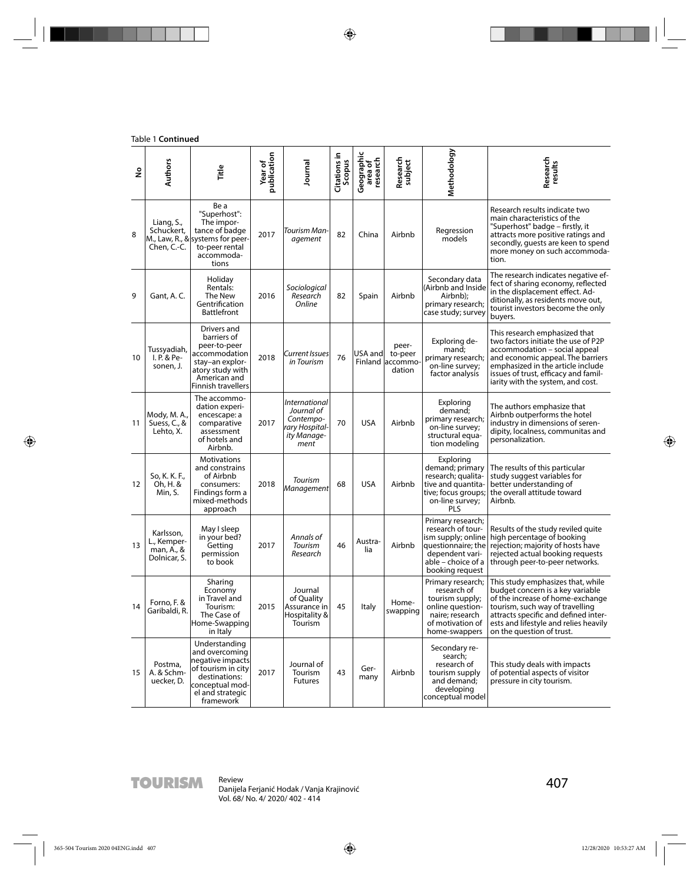Table 1 **Continued**

| No | Authors | Title | Year of publication | Journal | Citations in Scopus | Geographic area of research | Research subject | Methodology | Research results |
|---|---|---|---|---|---|---|---|---|---|
| 8 | Liang, S., Schuckert, M., Law, R., & Chen, C.-C. | Be a "Superhost": The importance of badge systems for peer-to-peer rental accommodations | 2017 | *Tourism Management* | 82 | China | Airbnb | Regression models | Research results indicate two main characteristics of the "Superhost" badge – firstly, it attracts more positive ratings and secondly, guests are keen to spend more money on such accommodation. |
| 9 | Gant, A. C. | Holiday Rentals: The New Gentrification Battlefront | 2016 | *Sociological Research Online* | 82 | Spain | Airbnb | Secondary data (Airbnb and Inside Airbnb); primary research; case study; survey | The research indicates negative effect of sharing economy, reflected in the displacement effect. Additionally, as residents move out, tourist investors become the only buyers. |
| 10 | Tussyadiah, I. P. & Pesonen, J. | Drivers and barriers of peer-to-peer accommodation stay–an exploratory study with American and Finnish travellers | 2018 | *Current Issues in Tourism* | 76 | USA and Finland | peer-to-peer accommodation | Exploring demand; primary research; on-line survey; factor analysis | This research emphasized that two factors initiate the use of P2P accommodation – social appeal and economic appeal. The barriers emphasized in the article include issues of trust, efficacy and familiarity with the system, and cost. |
| 11 | Mody, M. A., Suess, C., & Lehto, X. | The accommodation experiencescape: a comparative assessment of hotels and Airbnb. | 2017 | *International Journal of Contemporary Hospitality Management* | 70 | USA | Airbnb | Exploring demand; primary research; on-line survey; structural equation modeling | The authors emphasize that Airbnb outperforms the hotel industry in dimensions of serendipity, localness, communitas and personalization. |
| 12 | So, K. K. F., Oh, H. & Min, S. | Motivations and constrains of Airbnb consumers: Findings form a mixed-methods approach | 2018 | *Tourism Management* | 68 | USA | Airbnb | Exploring demand; primary research; qualitative and quantitative; focus groups; on-line survey; PLS | The results of this particular study suggest variables for better understanding of the overall attitude toward Airbnb. |
| 13 | Karlsson, L., Kemperman, A., & Dolnicar, S. | May I sleep in your bed? Getting permission to book | 2017 | *Annals of Tourism Research* | 46 | Australia | Airbnb | Primary research; research of tourism supply; online questionnaire; the dependent variable – choice of a booking request | Results of the study reviled quite high percentage of booking rejection; majority of hosts have rejected actual booking requests through peer-to-peer networks. |
| 14 | Forno, F. & Garibaldi, R. | Sharing Economy in Travel and Tourism: The Case of Home-Swapping in Italy | 2015 | Journal of Quality Assurance in Hospitality & Tourism | 45 | Italy | Home-swapping | Primary research; research of tourism supply; online questionnaire; research of motivation of home-swappers | This study emphasizes that, while budget concern is a key variable of the increase of home-exchange tourism, such way of travelling attracts specific and defined interests and lifestyle and relies heavily on the question of trust. |
| 15 | Postma, A. & Schmuecker, D. | Understanding and overcoming negative impacts of tourism in city destinations: conceptual model and strategic framework | 2017 | Journal of Tourism Futures | 43 | Germany | Airbnb | Secondary research; research of tourism supply and demand; developing conceptual model | This study deals with impacts of potential aspects of visitor pressure in city tourism. |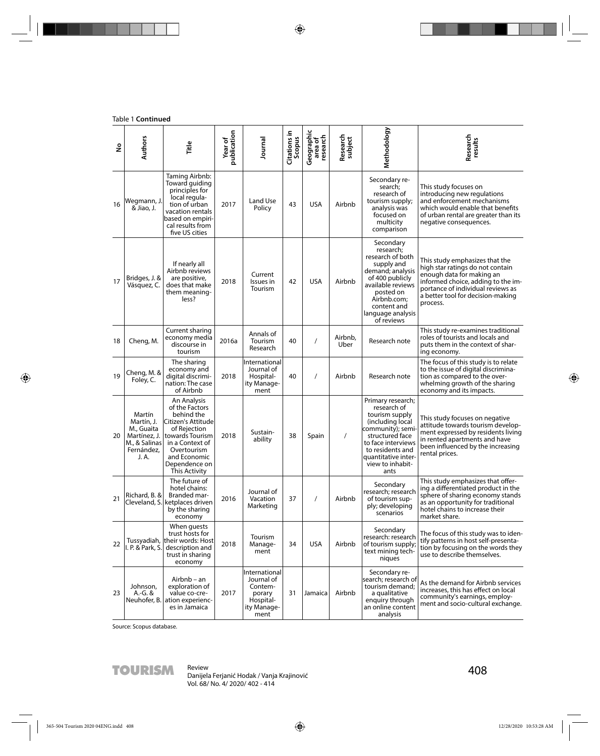Table 1 **Continued**

| No | Authors | Title | Year of publication | Journal | Citations in Scopus | Geographic area of research | Research subject | Methodology | Research results |
|---|---|---|---|---|---|---|---|---|---|
| 16 | Wegmann, J. & Jiao, J. | Taming Airbnb: Toward guiding principles for local regulation of urban vacation rentals based on empirical results from five US cities | 2017 | Land Use Policy | 43 | USA | Airbnb | Secondary research; research of tourism supply; analysis was focused on multicity comparison | This study focuses on introducing new regulations and enforcement mechanisms which would enable that benefits of urban rental are greater than its negative consequences. |
| 17 | Bridges, J. & Vásquez, C. | If nearly all Airbnb reviews are positive, does that make them meaningless? | 2018 | Current Issues in Tourism | 42 | USA | Airbnb | Secondary research; research of both supply and demand; analysis of 400 publicly available reviews posted on Airbnb.com; content and language analysis of reviews | This study emphasizes that the high star ratings do not contain enough data for making an informed choice, adding to the importance of individual reviews as a better tool for decision-making process. |
| 18 | Cheng, M. | Current sharing economy media discourse in tourism | 2016a | Annals of Tourism Research | 40 | / | Airbnb, Uber | Research note | This study re-examines traditional roles of tourists and locals and puts them in the context of sharing economy. |
| 19 | Cheng, M. & Foley, C. | The sharing economy and digital discrimination: The case of Airbnb | 2018 | International Journal of Hospitality Management | 40 | / | Airbnb | Research note | The focus of this study is to relate to the issue of digital discrimination as compared to the overwhelming growth of the sharing economy and its impacts. |
| 20 | Martín Martín, J. M., Guaita Martínez, J. M., & Salinas Fernández, J. A. | An Analysis of the Factors behind the Citizen's Attitude of Rejection towards Tourism in a Context of Overtourism and Economic Dependence on This Activity | 2018 | Sustainability | 38 | Spain | / | Primary research; research of tourism supply (including local community); semi-structured face to face interviews to residents and quantitative interview to inhabitants | This study focuses on negative attitude towards tourism development expressed by residents living in rented apartments and have been influenced by the increasing rental prices. |
| 21 | Richard, B. & Cleveland, S. | The future of hotel chains: Branded marketplaces driven by the sharing economy | 2016 | Journal of Vacation Marketing | 37 | / | Airbnb | Secondary research; research of tourism supply; developing scenarios | This study emphasizes that offering a differentiated product in the sphere of sharing economy stands as an opportunity for traditional hotel chains to increase their market share. |
| 22 | Tussyadiah, I. P. & Park, S. | When guests trust hosts for their words: Host description and trust in sharing economy | 2018 | Tourism Management | 34 | USA | Airbnb | Secondary research: research of tourism supply; text mining techniques | The focus of this study was to identify patterns in host self-presentation by focusing on the words they use to describe themselves. |
| 23 | Johnson, A.-G. & Neuhofer, B. | Airbnb – an exploration of value co-creation experiences in Jamaica | 2017 | International Journal of Contemporary Hospitality Management | 31 | Jamaica | Airbnb | Secondary research; research of tourism demand; a qualitative enquiry through an online content analysis | As the demand for Airbnb services increases, this has effect on local community's earnings, employment and socio-cultural exchange. |

Source: Scopus database.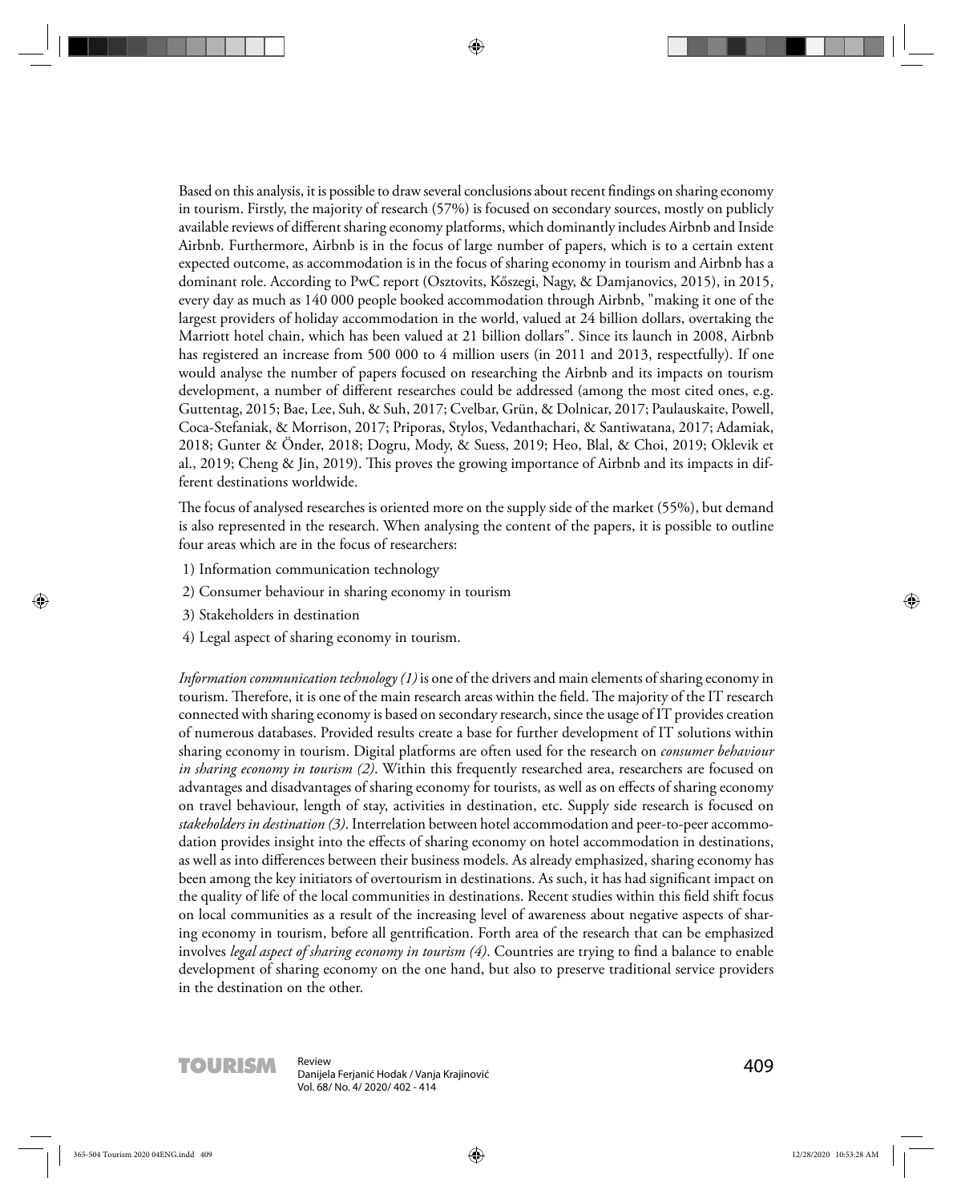Based on this analysis, it is possible to draw several conclusions about recent findings on sharing economy in tourism. Firstly, the majority of research (57%) is focused on secondary sources, mostly on publicly available reviews of different sharing economy platforms, which dominantly includes Airbnb and Inside Airbnb. Furthermore, Airbnb is in the focus of large number of papers, which is to a certain extent expected outcome, as accommodation is in the focus of sharing economy in tourism and Airbnb has a dominant role. According to PwC report (Osztovits, Kőszegi, Nagy, & Damjanovics, 2015), in 2015, every day as much as 140 000 people booked accommodation through Airbnb, "making it one of the largest providers of holiday accommodation in the world, valued at 24 billion dollars, overtaking the Marriott hotel chain, which has been valued at 21 billion dollars". Since its launch in 2008, Airbnb has registered an increase from 500 000 to 4 million users (in 2011 and 2013, respectfully). If one would analyse the number of papers focused on researching the Airbnb and its impacts on tourism development, a number of different researches could be addressed (among the most cited ones, e.g. Guttentag, 2015; Bae, Lee, Suh, & Suh, 2017; Cvelbar, Grün, & Dolnicar, 2017; Paulauskaite, Powell, Coca-Stefaniak, & Morrison, 2017; Priporas, Stylos, Vedanthachari, & Santiwatana, 2017; Adamiak, 2018; Gunter & Önder, 2018; Dogru, Mody, & Suess, 2019; Heo, Blal, & Choi, 2019; Oklevik et al., 2019; Cheng & Jin, 2019). This proves the growing importance of Airbnb and its impacts in different destinations worldwide.

The focus of analysed researches is oriented more on the supply side of the market (55%), but demand is also represented in the research. When analysing the content of the papers, it is possible to outline four areas which are in the focus of researchers:

1) Information communication technology
2) Consumer behaviour in sharing economy in tourism
3) Stakeholders in destination
4) Legal aspect of sharing economy in tourism.

*Information communication technology (1)* is one of the drivers and main elements of sharing economy in tourism. Therefore, it is one of the main research areas within the field. The majority of the IT research connected with sharing economy is based on secondary research, since the usage of IT provides creation of numerous databases. Provided results create a base for further development of IT solutions within sharing economy in tourism. Digital platforms are often used for the research on *consumer behaviour in sharing economy in tourism (2)*. Within this frequently researched area, researchers are focused on advantages and disadvantages of sharing economy for tourists, as well as on effects of sharing economy on travel behaviour, length of stay, activities in destination, etc. Supply side research is focused on *stakeholders in destination (3)*. Interrelation between hotel accommodation and peer-to-peer accommodation provides insight into the effects of sharing economy on hotel accommodation in destinations, as well as into differences between their business models. As already emphasized, sharing economy has been among the key initiators of overtourism in destinations. As such, it has had significant impact on the quality of life of the local communities in destinations. Recent studies within this field shift focus on local communities as a result of the increasing level of awareness about negative aspects of sharing economy in tourism, before all gentrification. Forth area of the research that can be emphasized involves *legal aspect of sharing economy in tourism (4)*. Countries are trying to find a balance to enable development of sharing economy on the one hand, but also to preserve traditional service providers in the destination on the other.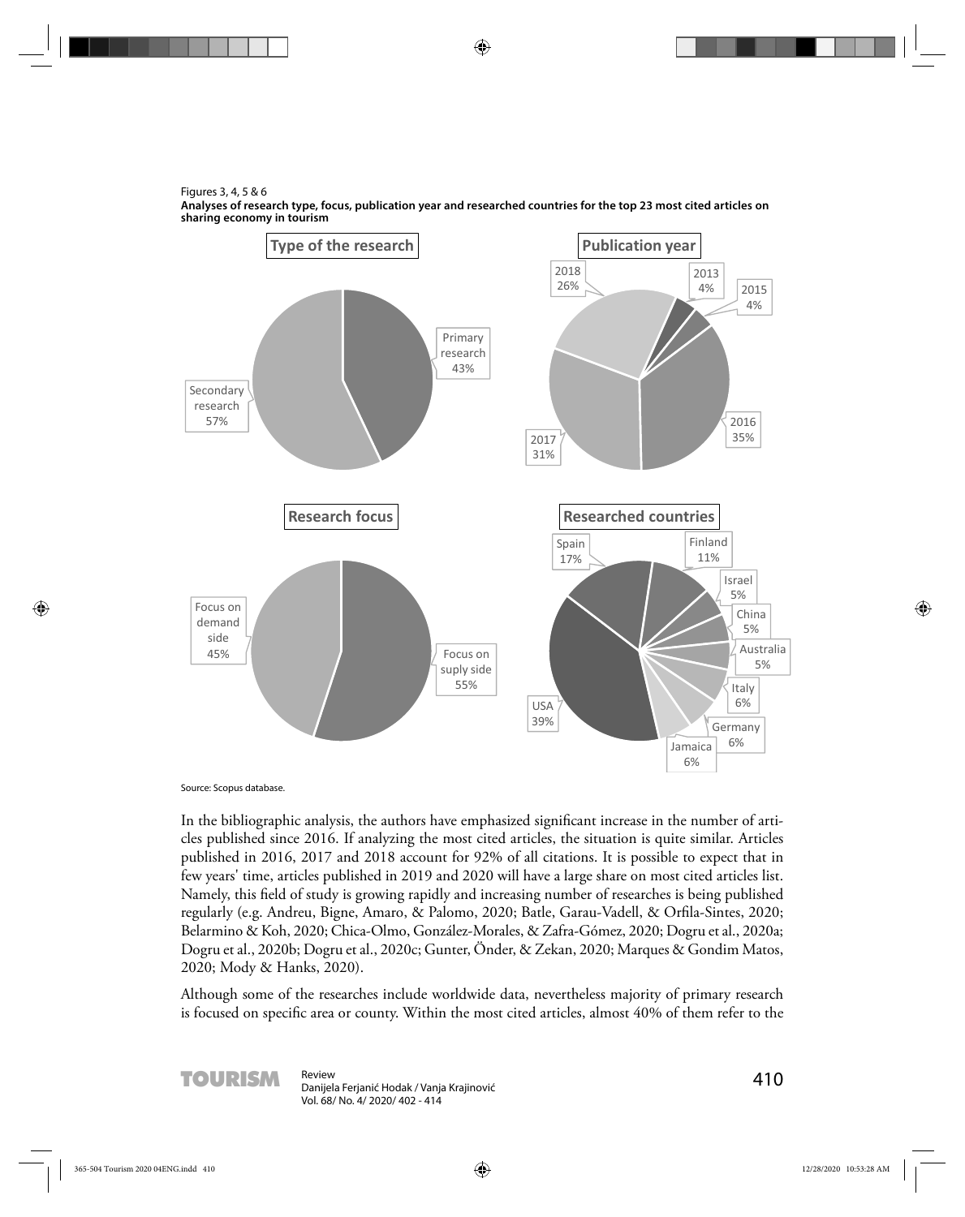Figures 3, 4, 5 & 6

**Analyses of research type, focus, publication year and researched countries for the top 23 most cited articles on sharing economy in tourism**

**Type of the research**

Primary research 43%

Secondary research 57%

**Publication year**

2013 4%

2015 4%

2016 35%

2017 31%

2018 26%

**Research focus**

Focus on demand side 45%

Focus on suply side 55%

**Researched countries**

Spain 17%

Finland 11%

Israel 5%

China 5%

Australia 5%

Italy 6%

Germany 6%

Jamaica 6%

USA 39%

Source: Scopus database.

In the bibliographic analysis, the authors have emphasized significant increase in the number of articles published since 2016. If analyzing the most cited articles, the situation is quite similar. Articles published in 2016, 2017 and 2018 account for 92% of all citations. It is possible to expect that in few years' time, articles published in 2019 and 2020 will have a large share on most cited articles list. Namely, this field of study is growing rapidly and increasing number of researches is being published regularly (e.g. Andreu, Bigne, Amaro, & Palomo, 2020; Batle, Garau-Vadell, & Orfila-Sintes, 2020; Belarmino & Koh, 2020; Chica-Olmo, González-Morales, & Zafra-Gómez, 2020; Dogru et al., 2020a; Dogru et al., 2020b; Dogru et al., 2020c; Gunter, Önder, & Zekan, 2020; Marques & Gondim Matos, 2020; Mody & Hanks, 2020).

Although some of the researches include worldwide data, nevertheless majority of primary research is focused on specific area or county. Within the most cited articles, almost 40% of them refer to the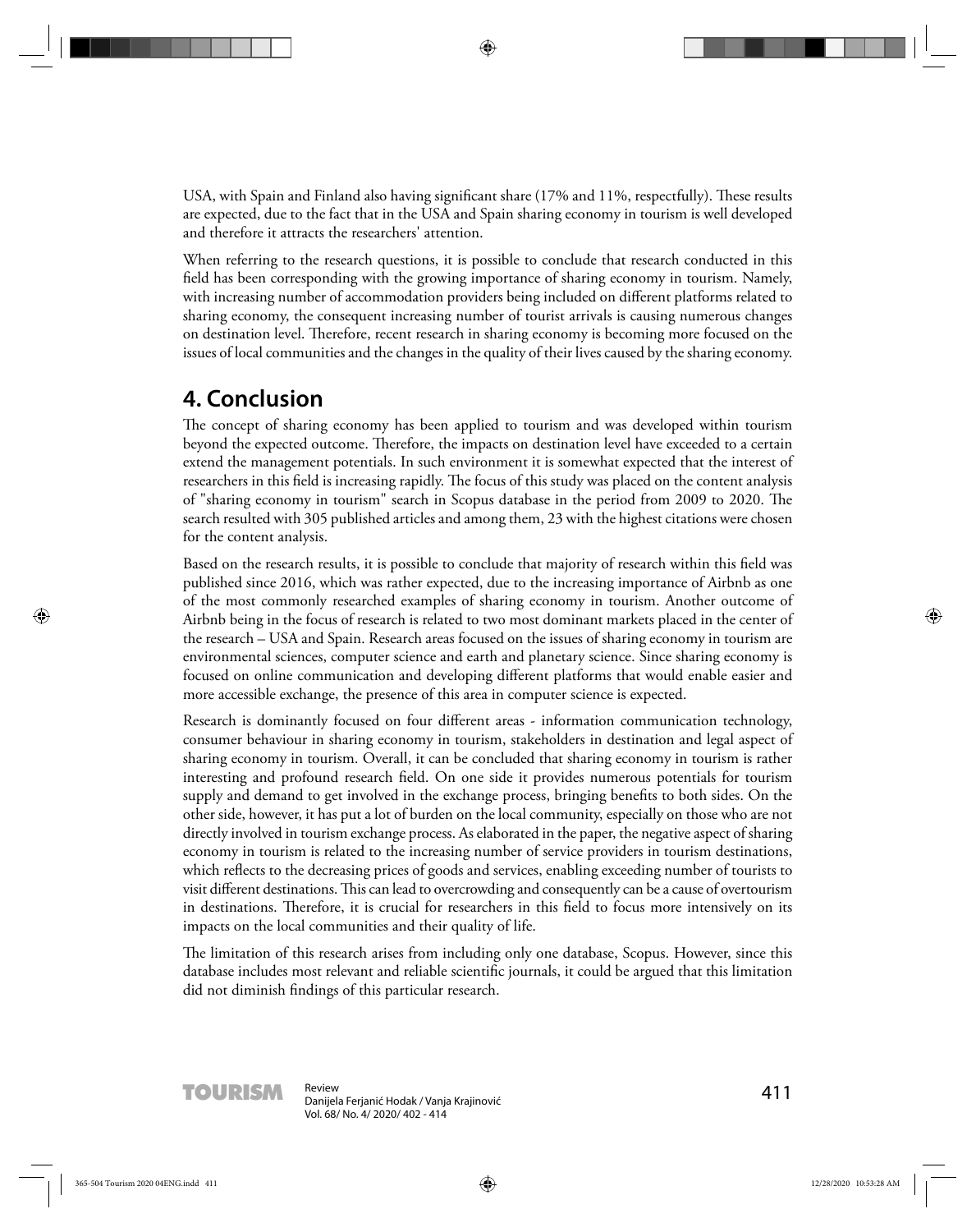USA, with Spain and Finland also having significant share (17% and 11%, respectfully). These results are expected, due to the fact that in the USA and Spain sharing economy in tourism is well developed and therefore it attracts the researchers' attention.

When referring to the research questions, it is possible to conclude that research conducted in this field has been corresponding with the growing importance of sharing economy in tourism. Namely, with increasing number of accommodation providers being included on different platforms related to sharing economy, the consequent increasing number of tourist arrivals is causing numerous changes on destination level. Therefore, recent research in sharing economy is becoming more focused on the issues of local communities and the changes in the quality of their lives caused by the sharing economy.

## 4. Conclusion

The concept of sharing economy has been applied to tourism and was developed within tourism beyond the expected outcome. Therefore, the impacts on destination level have exceeded to a certain extend the management potentials. In such environment it is somewhat expected that the interest of researchers in this field is increasing rapidly. The focus of this study was placed on the content analysis of "sharing economy in tourism" search in Scopus database in the period from 2009 to 2020. The search resulted with 305 published articles and among them, 23 with the highest citations were chosen for the content analysis.

Based on the research results, it is possible to conclude that majority of research within this field was published since 2016, which was rather expected, due to the increasing importance of Airbnb as one of the most commonly researched examples of sharing economy in tourism. Another outcome of Airbnb being in the focus of research is related to two most dominant markets placed in the center of the research – USA and Spain. Research areas focused on the issues of sharing economy in tourism are environmental sciences, computer science and earth and planetary science. Since sharing economy is focused on online communication and developing different platforms that would enable easier and more accessible exchange, the presence of this area in computer science is expected.

Research is dominantly focused on four different areas - information communication technology, consumer behaviour in sharing economy in tourism, stakeholders in destination and legal aspect of sharing economy in tourism. Overall, it can be concluded that sharing economy in tourism is rather interesting and profound research field. On one side it provides numerous potentials for tourism supply and demand to get involved in the exchange process, bringing benefits to both sides. On the other side, however, it has put a lot of burden on the local community, especially on those who are not directly involved in tourism exchange process. As elaborated in the paper, the negative aspect of sharing economy in tourism is related to the increasing number of service providers in tourism destinations, which reflects to the decreasing prices of goods and services, enabling exceeding number of tourists to visit different destinations. This can lead to overcrowding and consequently can be a cause of overtourism in destinations. Therefore, it is crucial for researchers in this field to focus more intensively on its impacts on the local communities and their quality of life.

The limitation of this research arises from including only one database, Scopus. However, since this database includes most relevant and reliable scientific journals, it could be argued that this limitation did not diminish findings of this particular research.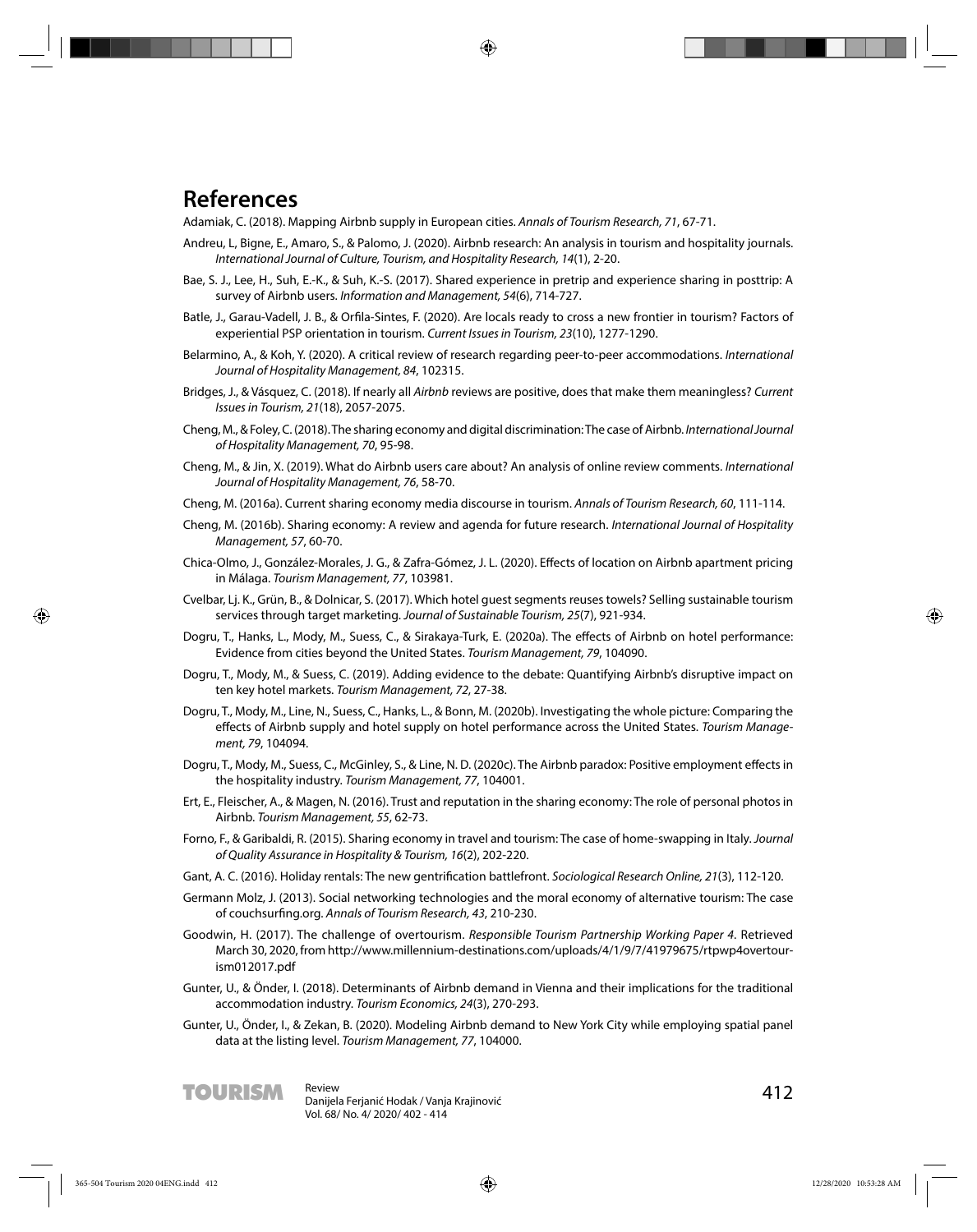## References

Adamiak, C. (2018). Mapping Airbnb supply in European cities. *Annals of Tourism Research, 71*, 67-71.

Andreu, L, Bigne, E., Amaro, S., & Palomo, J. (2020). Airbnb research: An analysis in tourism and hospitality journals. *International Journal of Culture, Tourism, and Hospitality Research, 14*(1), 2-20.

Bae, S. J., Lee, H., Suh, E.-K., & Suh, K.-S. (2017). Shared experience in pretrip and experience sharing in posttrip: A survey of Airbnb users. *Information and Management, 54*(6), 714-727.

Batle, J., Garau-Vadell, J. B., & Orfila-Sintes, F. (2020). Are locals ready to cross a new frontier in tourism? Factors of experiential PSP orientation in tourism. *Current Issues in Tourism, 23*(10), 1277-1290.

Belarmino, A., & Koh, Y. (2020). A critical review of research regarding peer-to-peer accommodations. *International Journal of Hospitality Management, 84*, 102315.

Bridges, J., & Vásquez, C. (2018). If nearly all *Airbnb* reviews are positive, does that make them meaningless? *Current Issues in Tourism, 21*(18), 2057-2075.

Cheng, M., & Foley, C. (2018). The sharing economy and digital discrimination: The case of Airbnb. *International Journal of Hospitality Management, 70*, 95-98.

Cheng, M., & Jin, X. (2019). What do Airbnb users care about? An analysis of online review comments. *International Journal of Hospitality Management, 76*, 58-70.

Cheng, M. (2016a). Current sharing economy media discourse in tourism. *Annals of Tourism Research, 60*, 111-114.

Cheng, M. (2016b). Sharing economy: A review and agenda for future research. *International Journal of Hospitality Management, 57*, 60-70.

Chica-Olmo, J., González-Morales, J. G., & Zafra-Gómez, J. L. (2020). Effects of location on Airbnb apartment pricing in Málaga. *Tourism Management, 77*, 103981.

Cvelbar, Lj. K., Grün, B., & Dolnicar, S. (2017). Which hotel guest segments reuses towels? Selling sustainable tourism services through target marketing. *Journal of Sustainable Tourism, 25*(7), 921-934.

Dogru, T., Hanks, L., Mody, M., Suess, C., & Sirakaya-Turk, E. (2020a). The effects of Airbnb on hotel performance: Evidence from cities beyond the United States. *Tourism Management, 79*, 104090.

Dogru, T., Mody, M., & Suess, C. (2019). Adding evidence to the debate: Quantifying Airbnb's disruptive impact on ten key hotel markets. *Tourism Management, 72*, 27-38.

Dogru, T., Mody, M., Line, N., Suess, C., Hanks, L., & Bonn, M. (2020b). Investigating the whole picture: Comparing the effects of Airbnb supply and hotel supply on hotel performance across the United States. *Tourism Management, 79*, 104094.

Dogru, T., Mody, M., Suess, C., McGinley, S., & Line, N. D. (2020c). The Airbnb paradox: Positive employment effects in the hospitality industry. *Tourism Management, 77*, 104001.

Ert, E., Fleischer, A., & Magen, N. (2016). Trust and reputation in the sharing economy: The role of personal photos in Airbnb. *Tourism Management, 55*, 62-73.

Forno, F., & Garibaldi, R. (2015). Sharing economy in travel and tourism: The case of home-swapping in Italy. *Journal of Quality Assurance in Hospitality & Tourism, 16*(2), 202-220.

Gant, A. C. (2016). Holiday rentals: The new gentrification battlefront. *Sociological Research Online, 21*(3), 112-120.

Germann Molz, J. (2013). Social networking technologies and the moral economy of alternative tourism: The case of couchsurfing.org. *Annals of Tourism Research, 43*, 210-230.

Goodwin, H. (2017). The challenge of overtourism. *Responsible Tourism Partnership Working Paper 4*. Retrieved March 30, 2020, from http://www.millennium-destinations.com/uploads/4/1/9/7/41979675/rtpwp4overtourism012017.pdf

Gunter, U., & Önder, I. (2018). Determinants of Airbnb demand in Vienna and their implications for the traditional accommodation industry. *Tourism Economics, 24*(3), 270-293.

Gunter, U., Önder, I., & Zekan, B. (2020). Modeling Airbnb demand to New York City while employing spatial panel data at the listing level. *Tourism Management, 77*, 104000.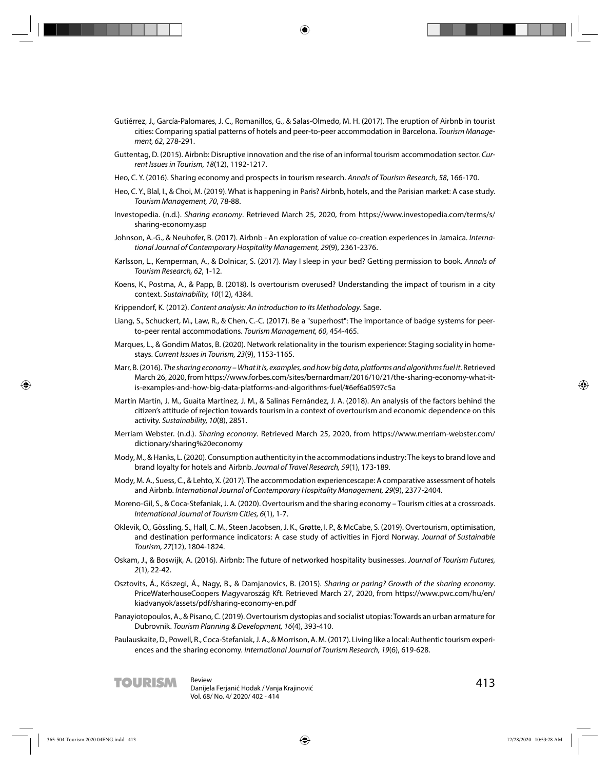Gutiérrez, J., García-Palomares, J. C., Romanillos, G., & Salas-Olmedo, M. H. (2017). The eruption of Airbnb in tourist cities: Comparing spatial patterns of hotels and peer-to-peer accommodation in Barcelona. *Tourism Management, 62*, 278-291.

Guttentag, D. (2015). Airbnb: Disruptive innovation and the rise of an informal tourism accommodation sector. *Current Issues in Tourism, 18*(12), 1192-1217.

Heo, C. Y. (2016). Sharing economy and prospects in tourism research. *Annals of Tourism Research, 58*, 166-170.

Heo, C. Y., Blal, I., & Choi, M. (2019). What is happening in Paris? Airbnb, hotels, and the Parisian market: A case study. *Tourism Management, 70*, 78-88.

Investopedia. (n.d.). *Sharing economy*. Retrieved March 25, 2020, from https://www.investopedia.com/terms/s/sharing-economy.asp

Johnson, A.-G., & Neuhofer, B. (2017). Airbnb - An exploration of value co-creation experiences in Jamaica. *International Journal of Contemporary Hospitality Management, 29*(9), 2361-2376.

Karlsson, L., Kemperman, A., & Dolnicar, S. (2017). May I sleep in your bed? Getting permission to book. *Annals of Tourism Research, 62*, 1-12.

Koens, K., Postma, A., & Papp, B. (2018). Is overtourism overused? Understanding the impact of tourism in a city context. *Sustainability, 10*(12), 4384.

Krippendorf, K. (2012). *Content analysis: An introduction to Its Methodology*. Sage.

Liang, S., Schuckert, M., Law, R., & Chen, C.-C. (2017). Be a "superhost": The importance of badge systems for peer-to-peer rental accommodations. *Tourism Management, 60*, 454-465.

Marques, L., & Gondim Matos, B. (2020). Network relationality in the tourism experience: Staging sociality in homestays. *Current Issues in Tourism, 23*(9), 1153-1165.

Marr, B. (2016). *The sharing economy – What it is, examples, and how big data, platforms and algorithms fuel it*. Retrieved March 26, 2020, from https://www.forbes.com/sites/bernardmarr/2016/10/21/the-sharing-economy-what-it-is-examples-and-how-big-data-platforms-and-algorithms-fuel/#6ef6a0597c5a

Martín Martín, J. M., Guaita Martínez, J. M., & Salinas Fernández, J. A. (2018). An analysis of the factors behind the citizen's attitude of rejection towards tourism in a context of overtourism and economic dependence on this activity. *Sustainability, 10*(8), 2851.

Merriam Webster. (n.d.). *Sharing economy*. Retrieved March 25, 2020, from https://www.merriam-webster.com/dictionary/sharing%20economy

Mody, M., & Hanks, L. (2020). Consumption authenticity in the accommodations industry: The keys to brand love and brand loyalty for hotels and Airbnb. *Journal of Travel Research, 59*(1), 173-189.

Mody, M. A., Suess, C., & Lehto, X. (2017). The accommodation experiencescape: A comparative assessment of hotels and Airbnb. *International Journal of Contemporary Hospitality Management, 29*(9), 2377-2404.

Moreno-Gil, S., & Coca-Stefaniak, J. A. (2020). Overtourism and the sharing economy – Tourism cities at a crossroads. *International Journal of Tourism Cities, 6*(1), 1-7.

Oklevik, O., Gössling, S., Hall, C. M., Steen Jacobsen, J. K., Grøtte, I. P., & McCabe, S. (2019). Overtourism, optimisation, and destination performance indicators: A case study of activities in Fjord Norway. *Journal of Sustainable Tourism, 27*(12), 1804-1824.

Oskam, J., & Boswijk, A. (2016). Airbnb: The future of networked hospitality businesses. *Journal of Tourism Futures, 2*(1), 22-42.

Osztovits, Á., Kőszegi, Á., Nagy, B., & Damjanovics, B. (2015). *Sharing or paring? Growth of the sharing economy*. PriceWaterhouseCoopers Magyvaroszág Kft. Retrieved March 27, 2020, from https://www.pwc.com/hu/en/kiadvanyok/assets/pdf/sharing-economy-en.pdf

Panayiotopoulos, A., & Pisano, C. (2019). Overtourism dystopias and socialist utopias: Towards an urban armature for Dubrovnik. *Tourism Planning & Development, 16*(4), 393-410.

Paulauskaite, D., Powell, R., Coca-Stefaniak, J. A., & Morrison, A. M. (2017). Living like a local: Authentic tourism experiences and the sharing economy. *International Journal of Tourism Research, 19*(6), 619-628.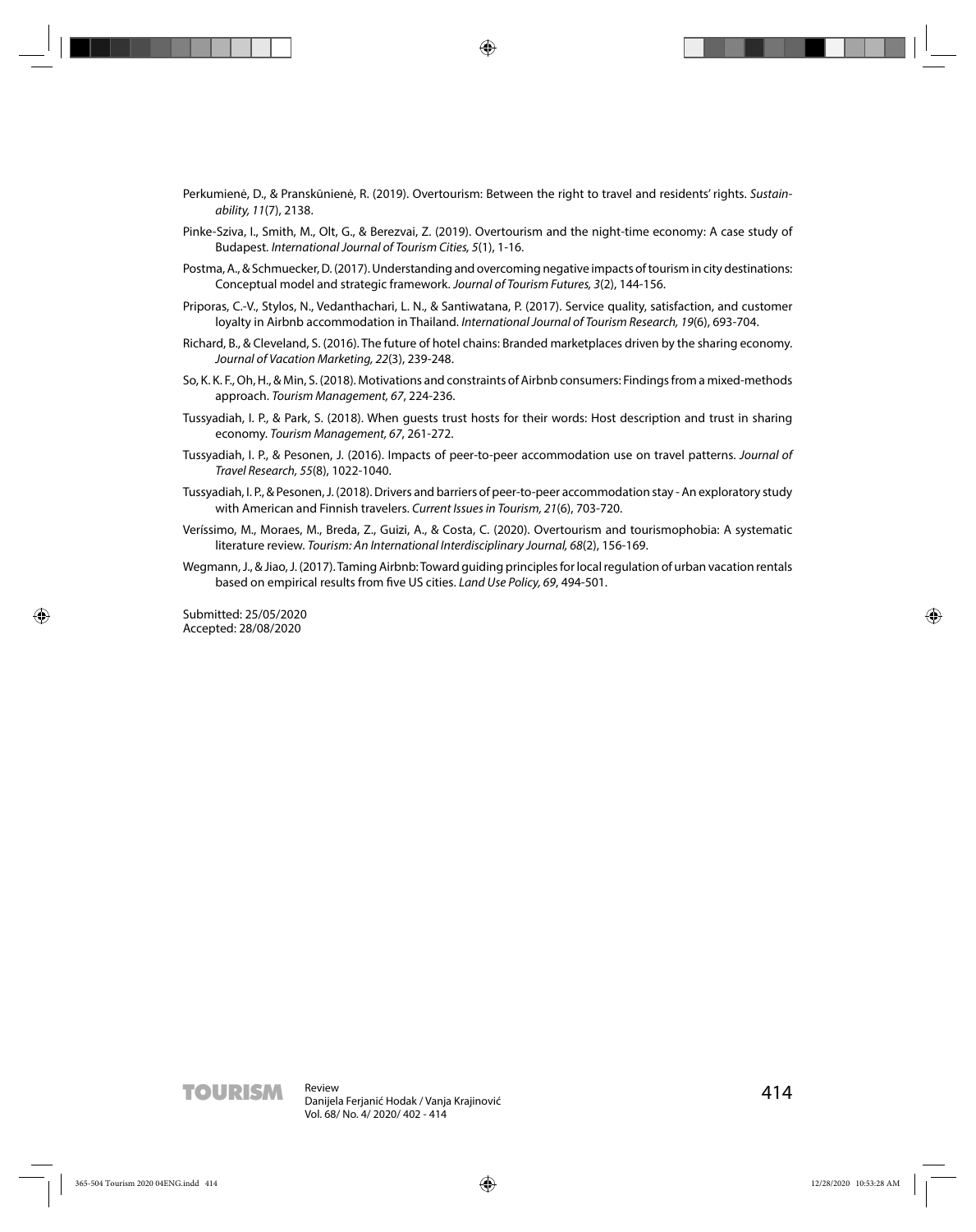Perkumienė, D., & Pranskūnienė, R. (2019). Overtourism: Between the right to travel and residents' rights. *Sustainability, 11*(7), 2138.

Pinke-Sziva, I., Smith, M., Olt, G., & Berezvai, Z. (2019). Overtourism and the night-time economy: A case study of Budapest. *International Journal of Tourism Cities, 5*(1), 1-16.

Postma, A., & Schmuecker, D. (2017). Understanding and overcoming negative impacts of tourism in city destinations: Conceptual model and strategic framework. *Journal of Tourism Futures, 3*(2), 144-156.

Priporas, C.-V., Stylos, N., Vedanthachari, L. N., & Santiwatana, P. (2017). Service quality, satisfaction, and customer loyalty in Airbnb accommodation in Thailand. *International Journal of Tourism Research, 19*(6), 693-704.

Richard, B., & Cleveland, S. (2016). The future of hotel chains: Branded marketplaces driven by the sharing economy. *Journal of Vacation Marketing, 22*(3), 239-248.

So, K. K. F., Oh, H., & Min, S. (2018). Motivations and constraints of Airbnb consumers: Findings from a mixed-methods approach. *Tourism Management, 67*, 224-236.

Tussyadiah, I. P., & Park, S. (2018). When guests trust hosts for their words: Host description and trust in sharing economy. *Tourism Management, 67*, 261-272.

Tussyadiah, I. P., & Pesonen, J. (2016). Impacts of peer-to-peer accommodation use on travel patterns. *Journal of Travel Research, 55*(8), 1022-1040.

Tussyadiah, I. P., & Pesonen, J. (2018). Drivers and barriers of peer-to-peer accommodation stay - An exploratory study with American and Finnish travelers. *Current Issues in Tourism, 21*(6), 703-720.

Veríssimo, M., Moraes, M., Breda, Z., Guizi, A., & Costa, C. (2020). Overtourism and tourismophobia: A systematic literature review. *Tourism: An International Interdisciplinary Journal, 68*(2), 156-169.

Wegmann, J., & Jiao, J. (2017). Taming Airbnb: Toward guiding principles for local regulation of urban vacation rentals based on empirical results from five US cities. *Land Use Policy, 69*, 494-501.

Submitted: 25/05/2020
Accepted: 28/08/2020